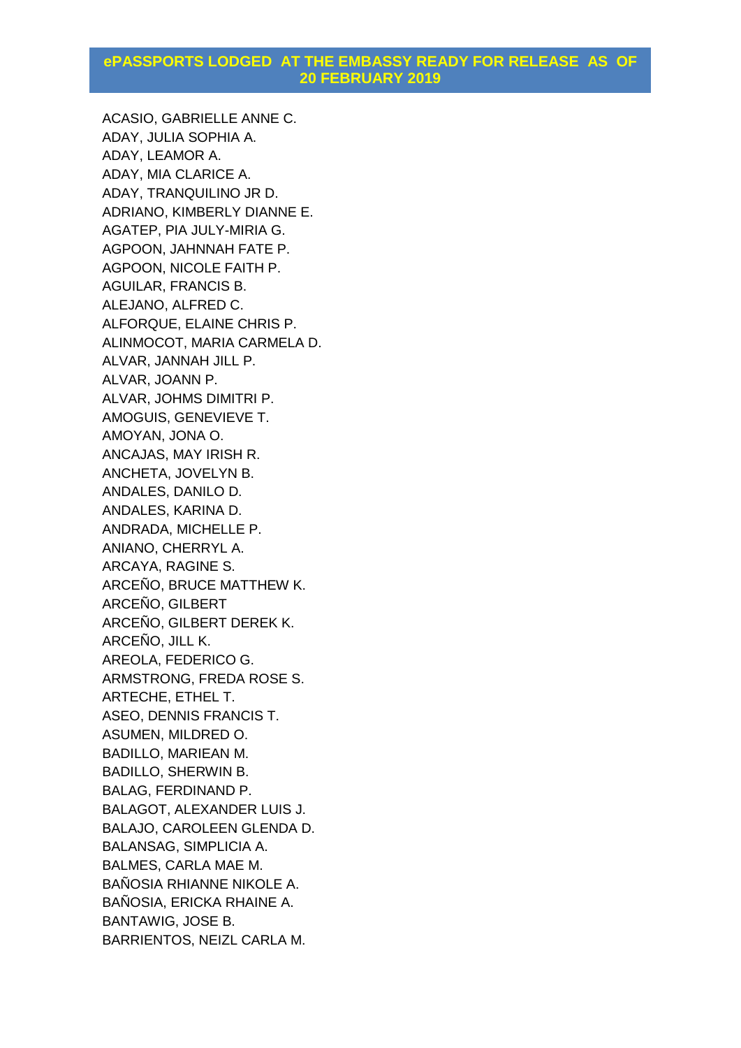# ePASSPORTS LODGED AT THE EMBASSY READY FOR RELEASE AS OF 20 FEBRUARY 2019

ACASIO, GABRIELLE ANNE C.
ADAY, JULIA SOPHIA A.
ADAY, LEAMOR A.
ADAY, MIA CLARICE A.
ADAY, TRANQUILINO JR D.
ADRIANO, KIMBERLY DIANNE E.
AGATEP, PIA JULY-MIRIA G.
AGPOON, JAHNNAH FATE P.
AGPOON, NICOLE FAITH P.
AGUILAR, FRANCIS B.
ALEJANO, ALFRED C.
ALFORQUE, ELAINE CHRIS P.
ALINMOCOT, MARIA CARMELA D.
ALVAR, JANNAH JILL P.
ALVAR, JOANN P.
ALVAR, JOHMS DIMITRI P.
AMOGUIS, GENEVIEVE T.
AMOYAN, JONA O.
ANCAJAS, MAY IRISH R.
ANCHETA, JOVELYN B.
ANDALES, DANILO D.
ANDALES, KARINA D.
ANDRADA, MICHELLE P.
ANIANO, CHERRYL A.
ARCAYA, RAGINE S.
ARCEÑO, BRUCE MATTHEW K.
ARCEÑO, GILBERT
ARCEÑO, GILBERT DEREK K.
ARCEÑO, JILL K.
AREOLA, FEDERICO G.
ARMSTRONG, FREDA ROSE S.
ARTECHE, ETHEL T.
ASEO, DENNIS FRANCIS T.
ASUMEN, MILDRED O.
BADILLO, MARIEAN M.
BADILLO, SHERWIN B.
BALAG, FERDINAND P.
BALAGOT, ALEXANDER LUIS J.
BALAJO, CAROLEEN GLENDA D.
BALANSAG, SIMPLICIA A.
BALMES, CARLA MAE M.
BAÑOSIA RHIANNE NIKOLE A.
BAÑOSIA, ERICKA RHAINE A.
BANTAWIG, JOSE B.
BARRIENTOS, NEIZL CARLA M.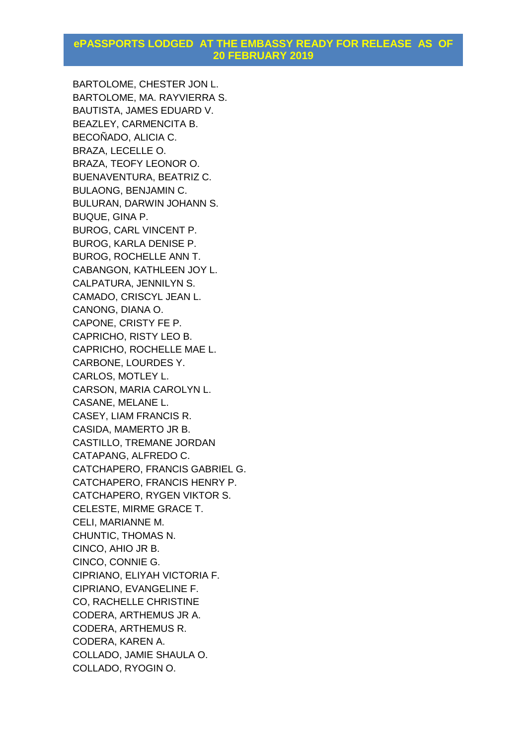## ePASSPORTS LODGED AT THE EMBASSY READY FOR RELEASE AS OF 20 FEBRUARY 2019

BARTOLOME, CHESTER JON L.
BARTOLOME, MA. RAYVIERRA S.
BAUTISTA, JAMES EDUARD V.
BEAZLEY, CARMENCITA B.
BECOÑADO, ALICIA C.
BRAZA, LECELLE O.
BRAZA, TEOFY LEONOR O.
BUENAVENTURA, BEATRIZ C.
BULAONG, BENJAMIN C.
BULURAN, DARWIN JOHANN S.
BUQUE, GINA P.
BUROG, CARL VINCENT P.
BUROG, KARLA DENISE P.
BUROG, ROCHELLE ANN T.
CABANGON, KATHLEEN JOY L.
CALPATURA, JENNILYN S.
CAMADO, CRISCYL JEAN L.
CANONG, DIANA O.
CAPONE, CRISTY FE P.
CAPRICHO, RISTY LEO B.
CAPRICHO, ROCHELLE MAE L.
CARBONE, LOURDES Y.
CARLOS, MOTLEY L.
CARSON, MARIA CAROLYN L.
CASANE, MELANE L.
CASEY, LIAM FRANCIS R.
CASIDA, MAMERTO JR B.
CASTILLO, TREMANE JORDAN
CATAPANG, ALFREDO C.
CATCHAPERO, FRANCIS GABRIEL G.
CATCHAPERO, FRANCIS HENRY P.
CATCHAPERO, RYGEN VIKTOR S.
CELESTE, MIRME GRACE T.
CELI, MARIANNE M.
CHUNTIC, THOMAS N.
CINCO, AHIO JR B.
CINCO, CONNIE G.
CIPRIANO, ELIYAH VICTORIA F.
CIPRIANO, EVANGELINE F.
CO, RACHELLE CHRISTINE
CODERA, ARTHEMUS JR A.
CODERA, ARTHEMUS R.
CODERA, KAREN A.
COLLADO, JAMIE SHAULA O.
COLLADO, RYOGIN O.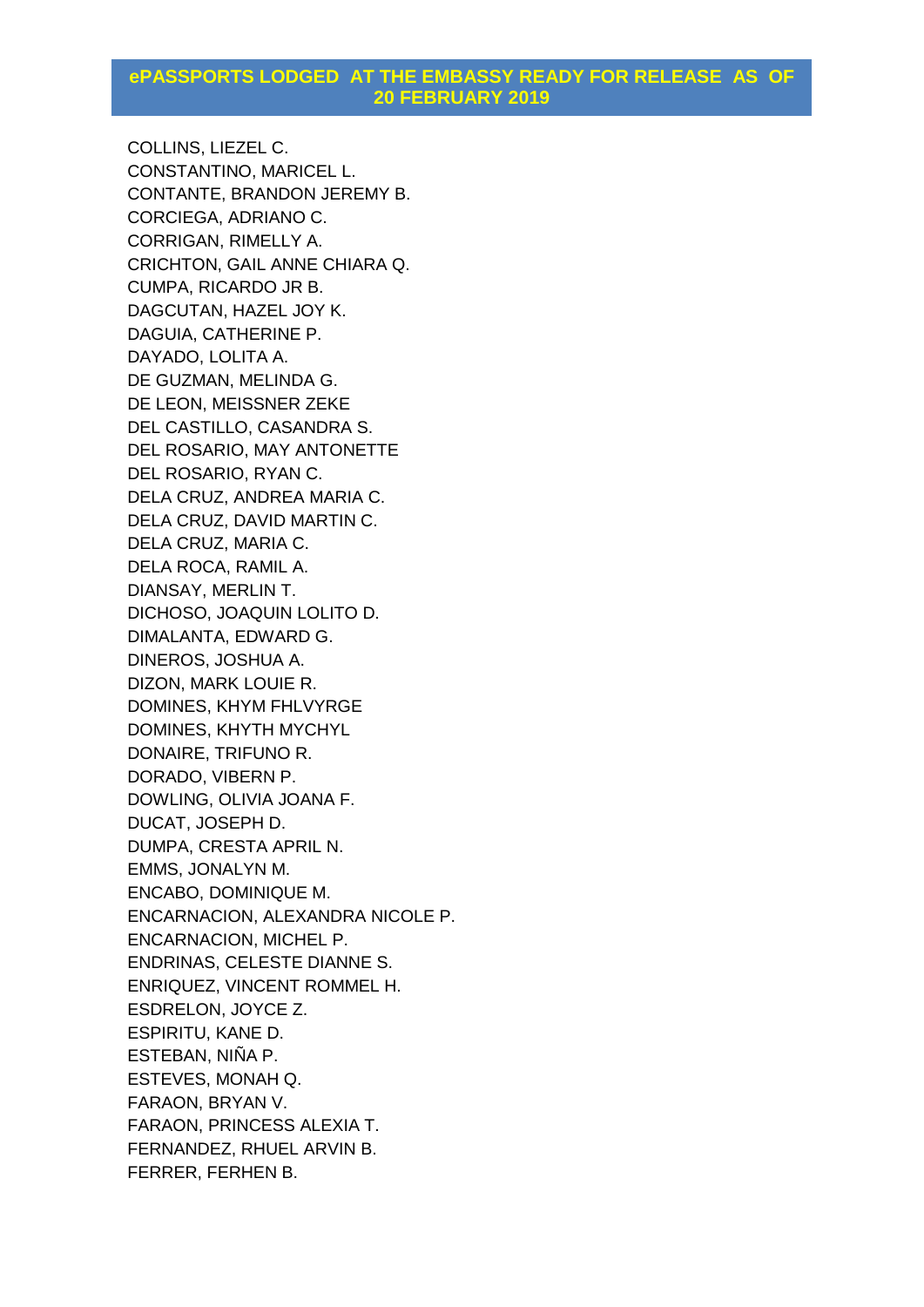## ePASSPORTS LODGED AT THE EMBASSY READY FOR RELEASE AS OF 20 FEBRUARY 2019

COLLINS, LIEZEL C.
CONSTANTINO, MARICEL L.
CONTANTE, BRANDON JEREMY B.
CORCIEGA, ADRIANO C.
CORRIGAN, RIMELLY A.
CRICHTON, GAIL ANNE CHIARA Q.
CUMPA, RICARDO JR B.
DAGCUTAN, HAZEL JOY K.
DAGUIA, CATHERINE P.
DAYADO, LOLITA A.
DE GUZMAN, MELINDA G.
DE LEON, MEISSNER ZEKE
DEL CASTILLO, CASANDRA S.
DEL ROSARIO, MAY ANTONETTE
DEL ROSARIO, RYAN C.
DELA CRUZ, ANDREA MARIA C.
DELA CRUZ, DAVID MARTIN C.
DELA CRUZ, MARIA C.
DELA ROCA, RAMIL A.
DIANSAY, MERLIN T.
DICHOSO, JOAQUIN LOLITO D.
DIMALANTA, EDWARD G.
DINEROS, JOSHUA A.
DIZON, MARK LOUIE R.
DOMINES, KHYM FHLVYRGE
DOMINES, KHYTH MYCHYL
DONAIRE, TRIFUNO R.
DORADO, VIBERN P.
DOWLING, OLIVIA JOANA F.
DUCAT, JOSEPH D.
DUMPA, CRESTA APRIL N.
EMMS, JONALYN M.
ENCABO, DOMINIQUE M.
ENCARNACION, ALEXANDRA NICOLE P.
ENCARNACION, MICHEL P.
ENDRINAS, CELESTE DIANNE S.
ENRIQUEZ, VINCENT ROMMEL H.
ESDRELON, JOYCE Z.
ESPIRITU, KANE D.
ESTEBAN, NIÑA P.
ESTEVES, MONAH Q.
FARAON, BRYAN V.
FARAON, PRINCESS ALEXIA T.
FERNANDEZ, RHUEL ARVIN B.
FERRER, FERHEN B.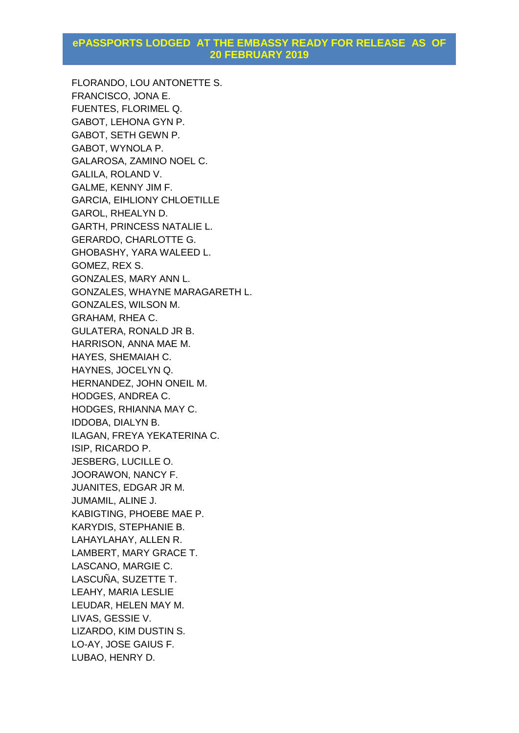# ePASSPORTS LODGED AT THE EMBASSY READY FOR RELEASE AS OF 20 FEBRUARY 2019

FLORANDO, LOU ANTONETTE S.
FRANCISCO, JONA E.
FUENTES, FLORIMEL Q.
GABOT, LEHONA GYN P.
GABOT, SETH GEWN P.
GABOT, WYNOLA P.
GALAROSA, ZAMINO NOEL C.
GALILA, ROLAND V.
GALME, KENNY JIM F.
GARCIA, EIHLIONY CHLOETILLE
GAROL, RHEALYN D.
GARTH, PRINCESS NATALIE L.
GERARDO, CHARLOTTE G.
GHOBASHY, YARA WALEED L.
GOMEZ, REX S.
GONZALES, MARY ANN L.
GONZALES, WHAYNE MARAGARETH L.
GONZALES, WILSON M.
GRAHAM, RHEA C.
GULATERA, RONALD JR B.
HARRISON, ANNA MAE M.
HAYES, SHEMAIAH C.
HAYNES, JOCELYN Q.
HERNANDEZ, JOHN ONEIL M.
HODGES, ANDREA C.
HODGES, RHIANNA MAY C.
IDDOBA, DIALYN B.
ILAGAN, FREYA YEKATERINA C.
ISIP, RICARDO P.
JESBERG, LUCILLE O.
JOORAWON, NANCY F.
JUANITES, EDGAR JR M.
JUMAMIL, ALINE J.
KABIGTING, PHOEBE MAE P.
KARYDIS, STEPHANIE B.
LAHAYLAHAY, ALLEN R.
LAMBERT, MARY GRACE T.
LASCANO, MARGIE C.
LASCUÑA, SUZETTE T.
LEAHY, MARIA LESLIE
LEUDAR, HELEN MAY M.
LIVAS, GESSIE V.
LIZARDO, KIM DUSTIN S.
LO-AY, JOSE GAIUS F.
LUBAO, HENRY D.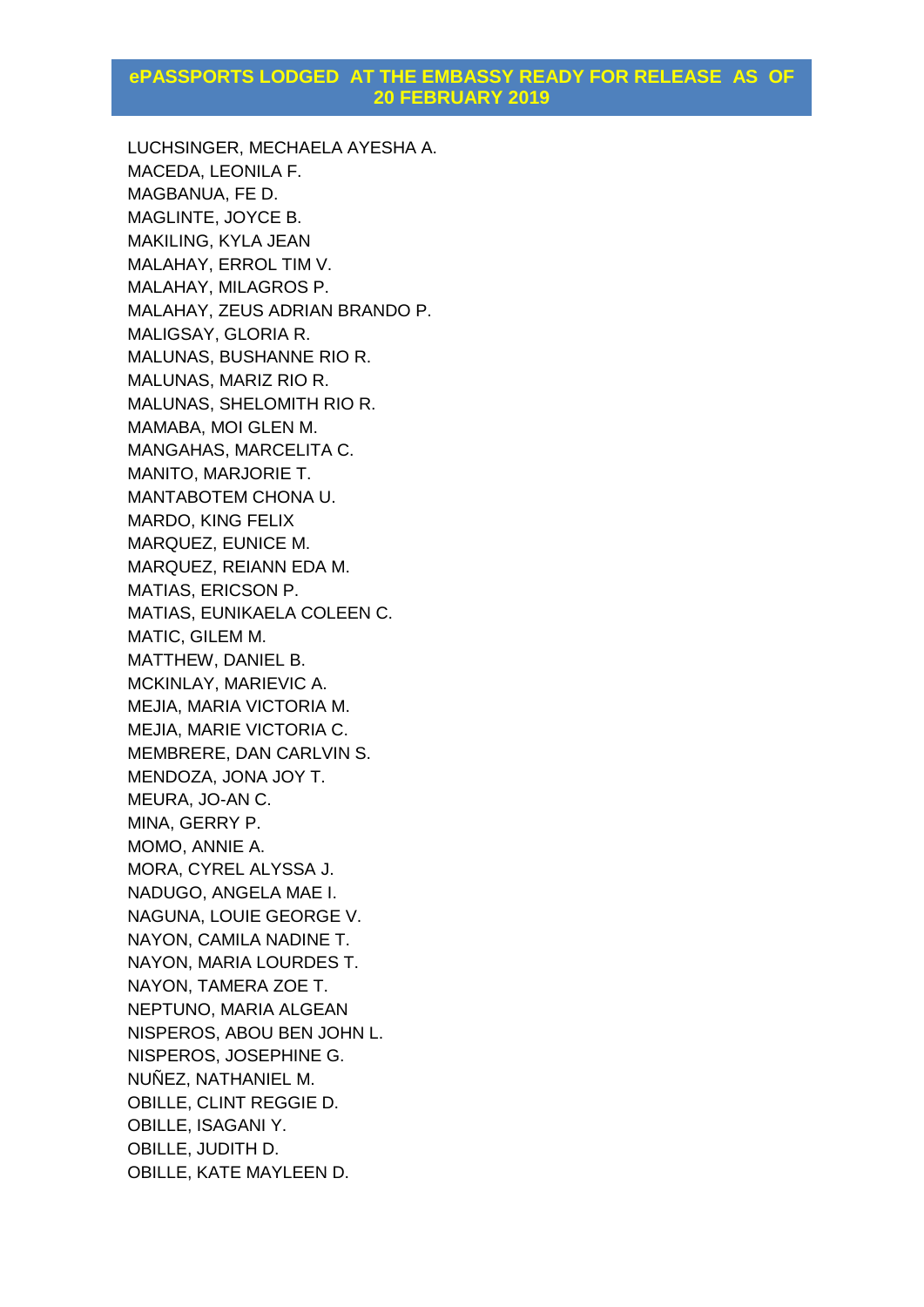## ePASSPORTS LODGED AT THE EMBASSY READY FOR RELEASE AS OF 20 FEBRUARY 2019

LUCHSINGER, MECHAELA AYESHA A.
MACEDA, LEONILA F.
MAGBANUA, FE D.
MAGLINTE, JOYCE B.
MAKILING, KYLA JEAN
MALAHAY, ERROL TIM V.
MALAHAY, MILAGROS P.
MALAHAY, ZEUS ADRIAN BRANDO P.
MALIGSAY, GLORIA R.
MALUNAS, BUSHANNE RIO R.
MALUNAS, MARIZ RIO R.
MALUNAS, SHELOMITH RIO R.
MAMABA, MOI GLEN M.
MANGAHAS, MARCELITA C.
MANITO, MARJORIE T.
MANTABOTEM CHONA U.
MARDO, KING FELIX
MARQUEZ, EUNICE M.
MARQUEZ, REIANN EDA M.
MATIAS, ERICSON P.
MATIAS, EUNIKAELA COLEEN C.
MATIC, GILEM M.
MATTHEW, DANIEL B.
MCKINLAY, MARIEVIC A.
MEJIA, MARIA VICTORIA M.
MEJIA, MARIE VICTORIA C.
MEMBRERE, DAN CARLVIN S.
MENDOZA, JONA JOY T.
MEURA, JO-AN C.
MINA, GERRY P.
MOMO, ANNIE A.
MORA, CYREL ALYSSA J.
NADUGO, ANGELA MAE I.
NAGUNA, LOUIE GEORGE V.
NAYON, CAMILA NADINE T.
NAYON, MARIA LOURDES T.
NAYON, TAMERA ZOE T.
NEPTUNO, MARIA ALGEAN
NISPEROS, ABOU BEN JOHN L.
NISPEROS, JOSEPHINE G.
NUÑEZ, NATHANIEL M.
OBILLE, CLINT REGGIE D.
OBILLE, ISAGANI Y.
OBILLE, JUDITH D.
OBILLE, KATE MAYLEEN D.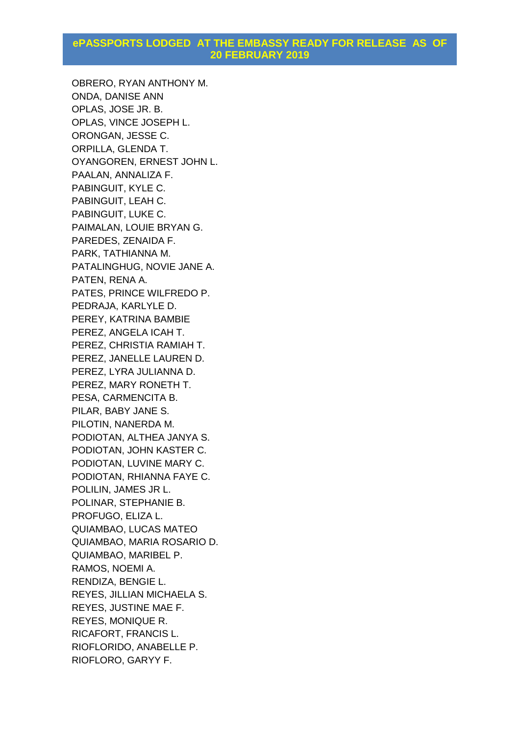## ePASSPORTS LODGED AT THE EMBASSY READY FOR RELEASE AS OF 20 FEBRUARY 2019

OBRERO, RYAN ANTHONY M.
ONDA, DANISE ANN
OPLAS, JOSE JR. B.
OPLAS, VINCE JOSEPH L.
ORONGAN, JESSE C.
ORPILLA, GLENDA T.
OYANGOREN, ERNEST JOHN L.
PAALAN, ANNALIZA F.
PABINGUIT, KYLE C.
PABINGUIT, LEAH C.
PABINGUIT, LUKE C.
PAIMALAN, LOUIE BRYAN G.
PAREDES, ZENAIDA F.
PARK, TATHIANNA M.
PATALINGHUG, NOVIE JANE A.
PATEN, RENA A.
PATES, PRINCE WILFREDO P.
PEDRAJA, KARLYLE D.
PEREY, KATRINA BAMBIE
PEREZ, ANGELA ICAH T.
PEREZ, CHRISTIA RAMIAH T.
PEREZ, JANELLE LAUREN D.
PEREZ, LYRA JULIANNA D.
PEREZ, MARY RONETH T.
PESA, CARMENCITA B.
PILAR, BABY JANE S.
PILOTIN, NANERDA M.
PODIOTAN, ALTHEA JANYA S.
PODIOTAN, JOHN KASTER C.
PODIOTAN, LUVINE MARY C.
PODIOTAN, RHIANNA FAYE C.
POLILIN, JAMES JR L.
POLINAR, STEPHANIE B.
PROFUGO, ELIZA L.
QUIAMBAO, LUCAS MATEO
QUIAMBAO, MARIA ROSARIO D.
QUIAMBAO, MARIBEL P.
RAMOS, NOEMI A.
RENDIZA, BENGIE L.
REYES, JILLIAN MICHAELA S.
REYES, JUSTINE MAE F.
REYES, MONIQUE R.
RICAFORT, FRANCIS L.
RIOFLORIDO, ANABELLE P.
RIOFLORO, GARYY F.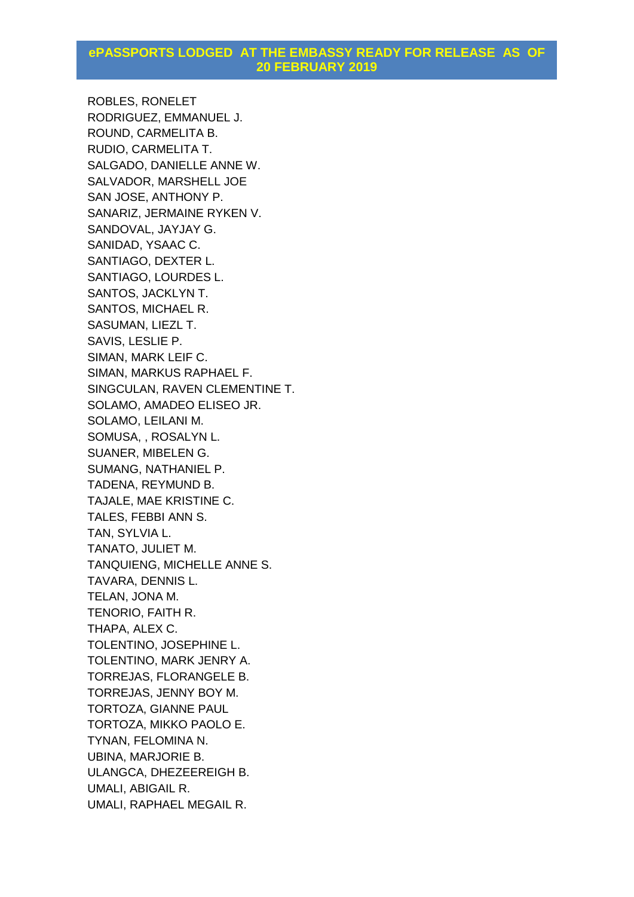## ePASSPORTS LODGED AT THE EMBASSY READY FOR RELEASE AS OF 20 FEBRUARY 2019

ROBLES, RONELET
RODRIGUEZ, EMMANUEL J.
ROUND, CARMELITA B.
RUDIO, CARMELITA T.
SALGADO, DANIELLE ANNE W.
SALVADOR, MARSHELL JOE
SAN JOSE, ANTHONY P.
SANARIZ, JERMAINE RYKEN V.
SANDOVAL, JAYJAY G.
SANIDAD, YSAAC C.
SANTIAGO, DEXTER L.
SANTIAGO, LOURDES L.
SANTOS, JACKLYN T.
SANTOS, MICHAEL R.
SASUMAN, LIEZL T.
SAVIS, LESLIE P.
SIMAN, MARK LEIF C.
SIMAN, MARKUS RAPHAEL F.
SINGCULAN, RAVEN CLEMENTINE T.
SOLAMO, AMADEO ELISEO JR.
SOLAMO, LEILANI M.
SOMUSA, , ROSALYN L.
SUANER, MIBELEN G.
SUMANG, NATHANIEL P.
TADENA, REYMUND B.
TAJALE, MAE KRISTINE C.
TALES, FEBBI ANN S.
TAN, SYLVIA L.
TANATO, JULIET M.
TANQUIENG, MICHELLE ANNE S.
TAVARA, DENNIS L.
TELAN, JONA M.
TENORIO, FAITH R.
THAPA, ALEX C.
TOLENTINO, JOSEPHINE L.
TOLENTINO, MARK JENRY A.
TORREJAS, FLORANGELE B.
TORREJAS, JENNY BOY M.
TORTOZA, GIANNE PAUL
TORTOZA, MIKKO PAOLO E.
TYNAN, FELOMINA N.
UBINA, MARJORIE B.
ULANGCA, DHEZEEREIGH B.
UMALI, ABIGAIL R.
UMALI, RAPHAEL MEGAIL R.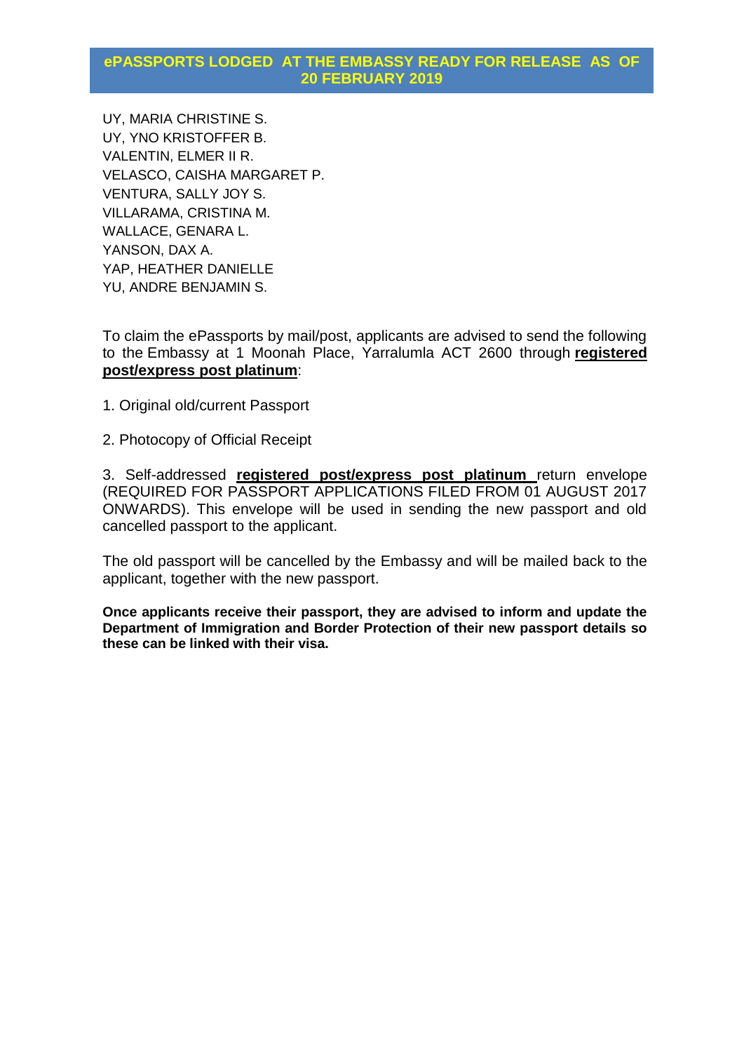# ePASSPORTS LODGED AT THE EMBASSY READY FOR RELEASE AS OF 20 FEBRUARY 2019

UY, MARIA CHRISTINE S.
UY, YNO KRISTOFFER B.
VALENTIN, ELMER II R.
VELASCO, CAISHA MARGARET P.
VENTURA, SALLY JOY S.
VILLARAMA, CRISTINA M.
WALLACE, GENARA L.
YANSON, DAX A.
YAP, HEATHER DANIELLE
YU, ANDRE BENJAMIN S.

To claim the ePassports by mail/post, applicants are advised to send the following to the Embassy at 1 Moonah Place, Yarralumla ACT 2600 through **registered post/express post platinum**:

1. Original old/current Passport

2. Photocopy of Official Receipt

3. Self-addressed **registered post/express post platinum** return envelope (REQUIRED FOR PASSPORT APPLICATIONS FILED FROM 01 AUGUST 2017 ONWARDS). This envelope will be used in sending the new passport and old cancelled passport to the applicant.

The old passport will be cancelled by the Embassy and will be mailed back to the applicant, together with the new passport.

**Once applicants receive their passport, they are advised to inform and update the Department of Immigration and Border Protection of their new passport details so these can be linked with their visa.**